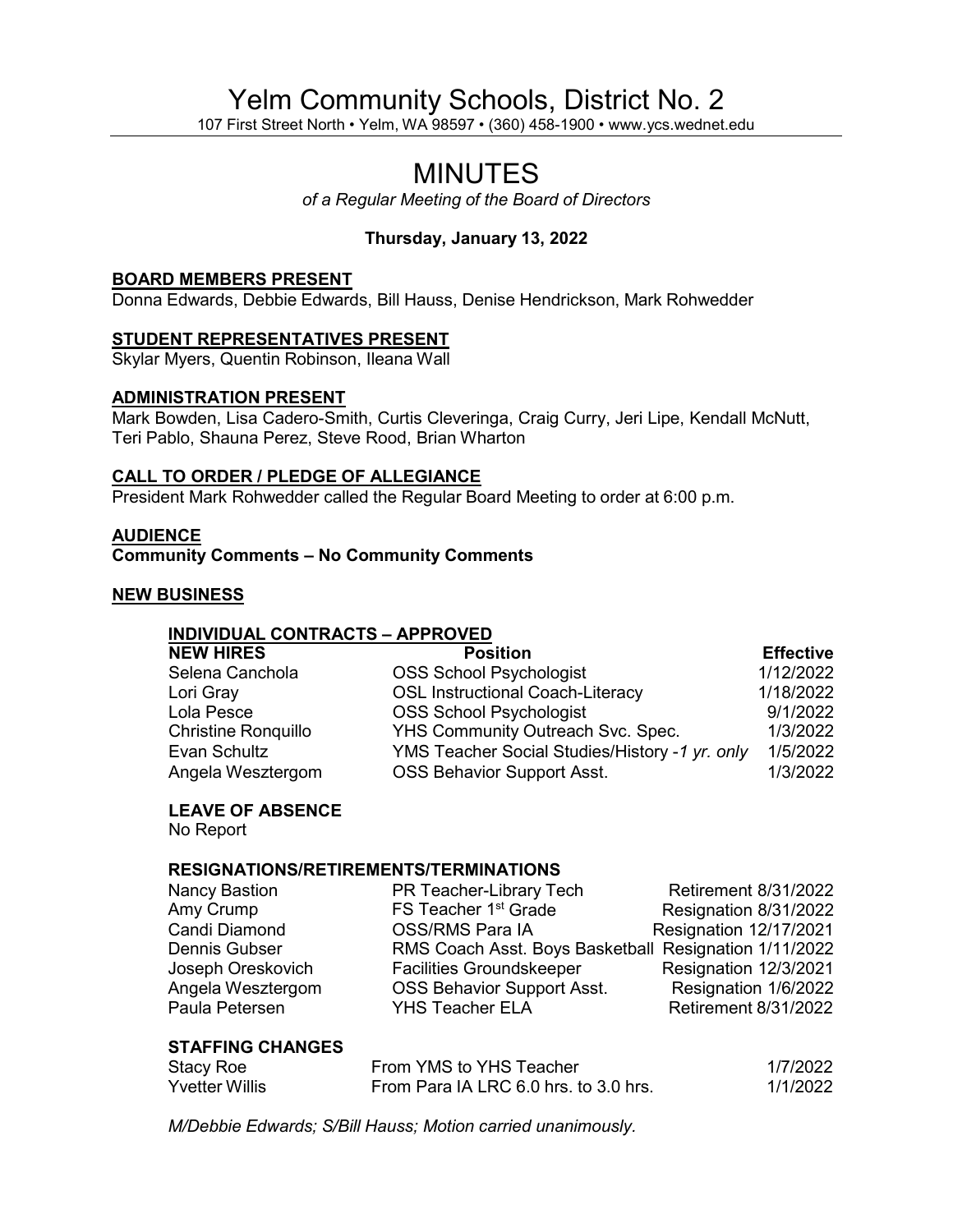# Yelm Community Schools, District No. 2

107 First Street North • Yelm, WA 98597 • (360) 458-1900 • www.ycs.wednet.edu

# MINUTES

*of a Regular Meeting of the Board of Directors*

**Thursday, January 13, 2022**

## BOARD MEMBERS PRESENT

Donna Edwards, Debbie Edwards, Bill Hauss, Denise Hendrickson, Mark Rohwedder

## STUDENT REPRESENTATIVES PRESENT

Skylar Myers, Quentin Robinson, Ileana Wall

## ADMINISTRATION PRESENT

Mark Bowden, Lisa Cadero-Smith, Curtis Cleveringa, Craig Curry, Jeri Lipe, Kendall McNutt, Teri Pablo, Shauna Perez, Steve Rood, Brian Wharton

## CALL TO ORDER / PLEDGE OF ALLEGIANCE

President Mark Rohwedder called the Regular Board Meeting to order at 6:00 p.m.

## AUDIENCE

**Community Comments – No Community Comments**

## NEW BUSINESS

### INDIVIDUAL CONTRACTS – APPROVED

| NEW HIRES | Position | Effective |
|---|---|---|
| Selena Canchola | OSS School Psychologist | 1/12/2022 |
| Lori Gray | OSL Instructional Coach-Literacy | 1/18/2022 |
| Lola Pesce | OSS School Psychologist | 9/1/2022 |
| Christine Ronquillo | YHS Community Outreach Svc. Spec. | 1/3/2022 |
| Evan Schultz | YMS Teacher Social Studies/History -*1 yr. only* | 1/5/2022 |
| Angela Wesztergom | OSS Behavior Support Asst. | 1/3/2022 |

**LEAVE OF ABSENCE**

No Report

**RESIGNATIONS/RETIREMENTS/TERMINATIONS**

| | | |
|---|---|---|
| Nancy Bastion | PR Teacher-Library Tech | Retirement 8/31/2022 |
| Amy Crump | FS Teacher 1st Grade | Resignation 8/31/2022 |
| Candi Diamond | OSS/RMS Para IA | Resignation 12/17/2021 |
| Dennis Gubser | RMS Coach Asst. Boys Basketball | Resignation 1/11/2022 |
| Joseph Oreskovich | Facilities Groundskeeper | Resignation 12/3/2021 |
| Angela Wesztergom | OSS Behavior Support Asst. | Resignation 1/6/2022 |
| Paula Petersen | YHS Teacher ELA | Retirement 8/31/2022 |

**STAFFING CHANGES**

| | | |
|---|---|---|
| Stacy Roe | From YMS to YHS Teacher | 1/7/2022 |
| Yvetter Willis | From Para IA LRC 6.0 hrs. to 3.0 hrs. | 1/1/2022 |

*M/Debbie Edwards; S/Bill Hauss; Motion carried unanimously.*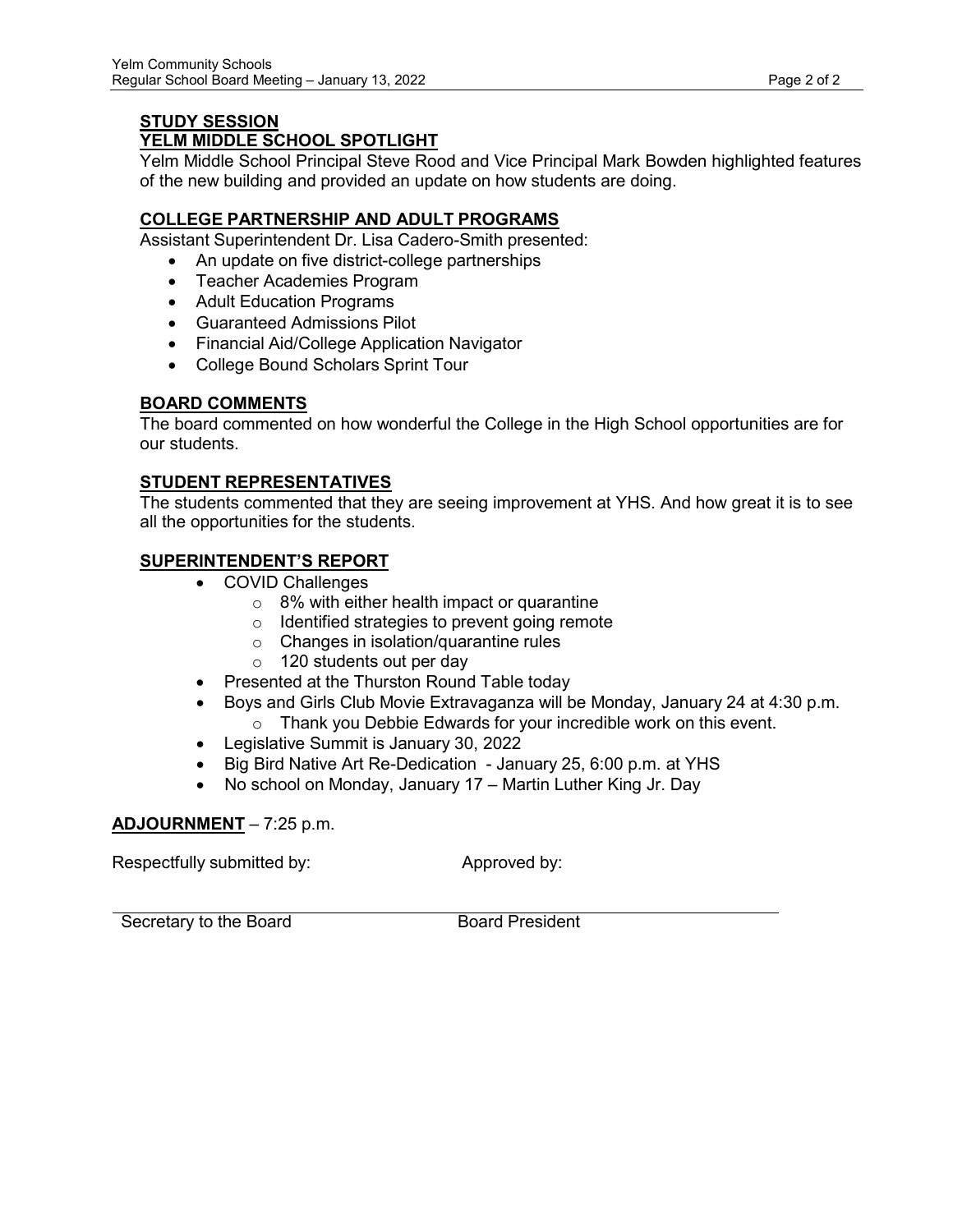## STUDY SESSION

### YELM MIDDLE SCHOOL SPOTLIGHT

Yelm Middle School Principal Steve Rood and Vice Principal Mark Bowden highlighted features of the new building and provided an update on how students are doing.

### COLLEGE PARTNERSHIP AND ADULT PROGRAMS

Assistant Superintendent Dr. Lisa Cadero-Smith presented:

- An update on five district-college partnerships
- Teacher Academies Program
- Adult Education Programs
- Guaranteed Admissions Pilot
- Financial Aid/College Application Navigator
- College Bound Scholars Sprint Tour

### BOARD COMMENTS

The board commented on how wonderful the College in the High School opportunities are for our students.

### STUDENT REPRESENTATIVES

The students commented that they are seeing improvement at YHS. And how great it is to see all the opportunities for the students.

### SUPERINTENDENT'S REPORT

- COVID Challenges
  - 8% with either health impact or quarantine
  - Identified strategies to prevent going remote
  - Changes in isolation/quarantine rules
  - 120 students out per day
- Presented at the Thurston Round Table today
- Boys and Girls Club Movie Extravaganza will be Monday, January 24 at 4:30 p.m.
  - Thank you Debbie Edwards for your incredible work on this event.
- Legislative Summit is January 30, 2022
- Big Bird Native Art Re-Dedication - January 25, 6:00 p.m. at YHS
- No school on Monday, January 17 – Martin Luther King Jr. Day

**ADJOURNMENT** – 7:25 p.m.

Respectfully submitted by: Approved by:

Secretary to the Board Board President